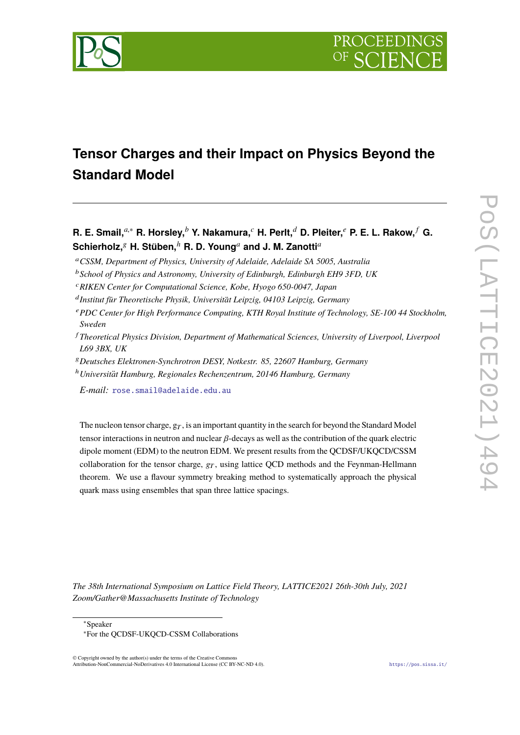# Tensor Charges and their Impact on Physics Beyond the Standard Model

**R. E. Smail,**[a,*] **R. Horsley,**[b] **Y. Nakamura,**[c] **H. Perlt,**[d] **D. Pleiter,**[e] **P. E. L. Rakow,**[f] **G. Schierholz,**[g] **H. Stüben,**[h] **R. D. Young**[a] **and J. M. Zanotti**[a]

[a] *CSSM, Department of Physics, University of Adelaide, Adelaide SA 5005, Australia*

[b] *School of Physics and Astronomy, University of Edinburgh, Edinburgh EH9 3FD, UK*

[c] *RIKEN Center for Computational Science, Kobe, Hyogo 650-0047, Japan*

[d] *Institut für Theoretische Physik, Universität Leipzig, 04103 Leipzig, Germany*

[e] *PDC Center for High Performance Computing, KTH Royal Institute of Technology, SE-100 44 Stockholm, Sweden*

[f] *Theoretical Physics Division, Department of Mathematical Sciences, University of Liverpool, Liverpool L69 3BX, UK*

[g] *Deutsches Elektronen-Synchrotron DESY, Notkestr. 85, 22607 Hamburg, Germany*

[h] *Universität Hamburg, Regionales Rechenzentrum, 20146 Hamburg, Germany*

*E-mail:* rose.smail@adelaide.edu.au

The nucleon tensor charge, $g_T$, is an important quantity in the search for beyond the Standard Model tensor interactions in neutron and nuclear $\beta$-decays as well as the contribution of the quark electric dipole moment (EDM) to the neutron EDM. We present results from the QCDSF/UKQCD/CSSM collaboration for the tensor charge, $g_T$, using lattice QCD methods and the Feynman-Hellmann theorem. We use a flavour symmetry breaking method to systematically approach the physical quark mass using ensembles that span three lattice spacings.

*The 38th International Symposium on Lattice Field Theory, LATTICE2021 26th-30th July, 2021 Zoom/Gather@Massachusetts Institute of Technology*

---

*Speaker

*For the QCDSF-UKQCD-CSSM Collaborations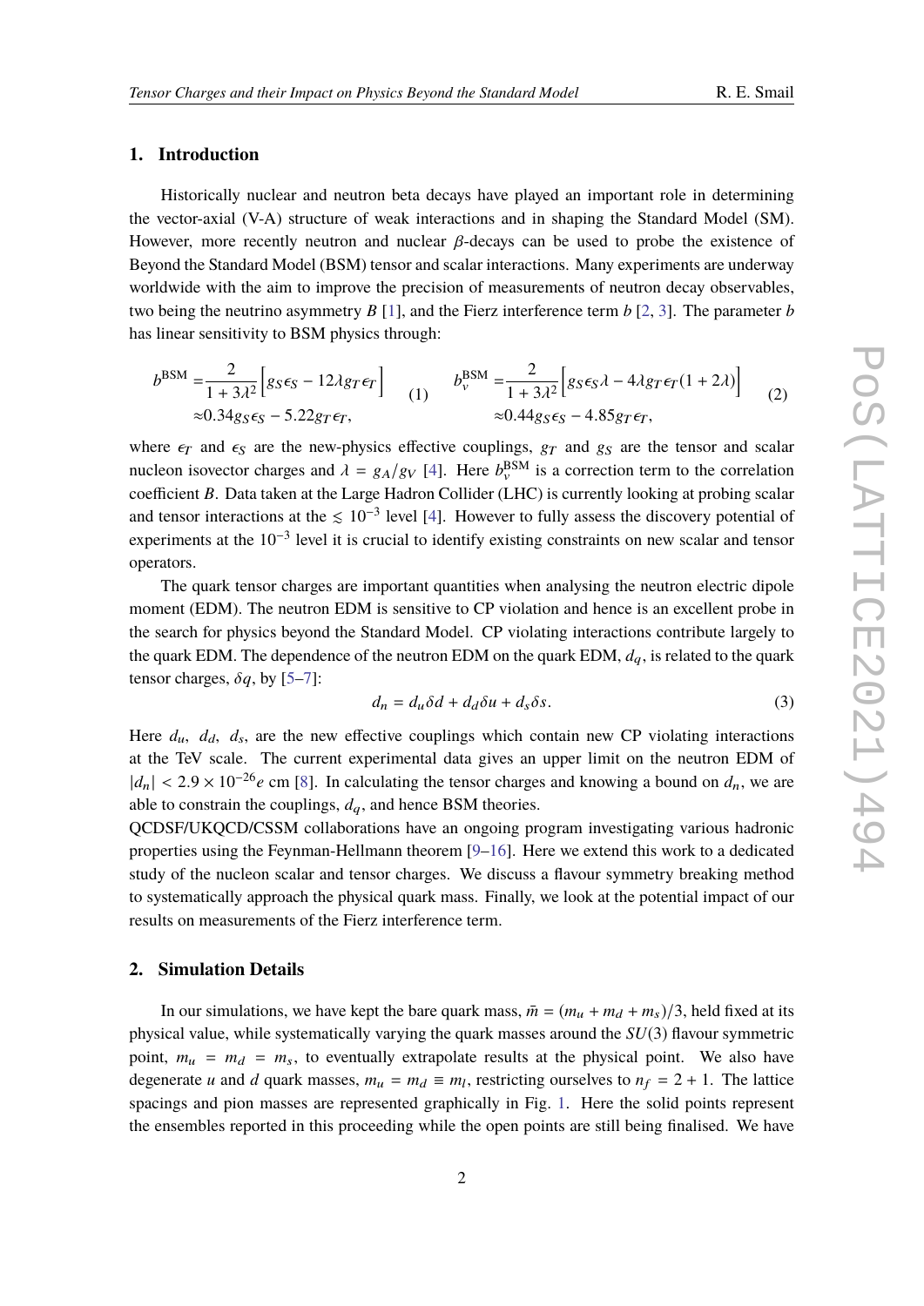## 1. Introduction

Historically nuclear and neutron beta decays have played an important role in determining the vector-axial (V-A) structure of weak interactions and in shaping the Standard Model (SM). However, more recently neutron and nuclear $\beta$-decays can be used to probe the existence of Beyond the Standard Model (BSM) tensor and scalar interactions. Many experiments are underway worldwide with the aim to improve the precision of measurements of neutron decay observables, two being the neutrino asymmetry $B$ [1], and the Fierz interference term $b$ [2, 3]. The parameter $b$ has linear sensitivity to BSM physics through:

$$b^{\mathrm{BSM}} = \frac{2}{1+3\lambda^2}\left[g_S\epsilon_S - 12\lambda g_T\epsilon_T\right] \approx 0.34 g_S\epsilon_S - 5.22 g_T\epsilon_T, \quad (1)$$

$$b_\nu^{\mathrm{BSM}} = \frac{2}{1+3\lambda^2}\left[g_S\epsilon_S\lambda - 4\lambda g_T\epsilon_T(1+2\lambda)\right] \approx 0.44 g_S\epsilon_S - 4.85 g_T\epsilon_T, \quad (2)$$

where $\epsilon_T$ and $\epsilon_S$ are the new-physics effective couplings, $g_T$ and $g_S$ are the tensor and scalar nucleon isovector charges and $\lambda = g_A/g_V$ [4]. Here $b_\nu^{\mathrm{BSM}}$ is a correction term to the correlation coefficient $B$. Data taken at the Large Hadron Collider (LHC) is currently looking at probing scalar and tensor interactions at the $\lesssim 10^{-3}$ level [4]. However to fully assess the discovery potential of experiments at the $10^{-3}$ level it is crucial to identify existing constraints on new scalar and tensor operators.

The quark tensor charges are important quantities when analysing the neutron electric dipole moment (EDM). The neutron EDM is sensitive to CP violation and hence is an excellent probe in the search for physics beyond the Standard Model. CP violating interactions contribute largely to the quark EDM. The dependence of the neutron EDM on the quark EDM, $d_q$, is related to the quark tensor charges, $\delta q$, by [5–7]:

$$d_n = d_u\delta d + d_d\delta u + d_s\delta s. \quad (3)$$

Here $d_u$, $d_d$, $d_s$, are the new effective couplings which contain new CP violating interactions at the TeV scale. The current experimental data gives an upper limit on the neutron EDM of $|d_n| < 2.9\times 10^{-26} e$ cm [8]. In calculating the tensor charges and knowing a bound on $d_n$, we are able to constrain the couplings, $d_q$, and hence BSM theories.

QCDSF/UKQCD/CSSM collaborations have an ongoing program investigating various hadronic properties using the Feynman-Hellmann theorem [9–16]. Here we extend this work to a dedicated study of the nucleon scalar and tensor charges. We discuss a flavour symmetry breaking method to systematically approach the physical quark mass. Finally, we look at the potential impact of our results on measurements of the Fierz interference term.

## 2. Simulation Details

In our simulations, we have kept the bare quark mass, $\bar{m} = (m_u + m_d + m_s)/3$, held fixed at its physical value, while systematically varying the quark masses around the $SU(3)$ flavour symmetric point, $m_u = m_d = m_s$, to eventually extrapolate results at the physical point. We also have degenerate $u$ and $d$ quark masses, $m_u = m_d \equiv m_l$, restricting ourselves to $n_f = 2+1$. The lattice spacings and pion masses are represented graphically in Fig. 1. Here the solid points represent the ensembles reported in this proceeding while the open points are still being finalised. We have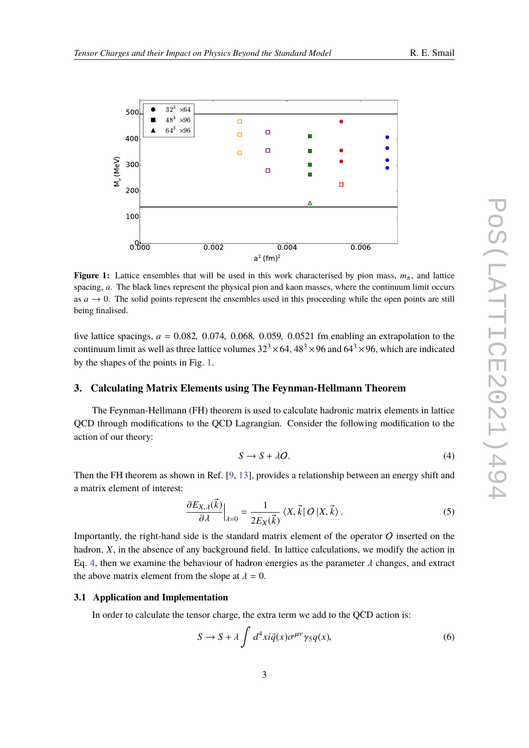**Figure 1:** Lattice ensembles that will be used in this work characterised by pion mass, $m_\pi$, and lattice spacing, $a$. The black lines represent the physical pion and kaon masses, where the continuum limit occurs as $a \to 0$. The solid points represent the ensembles used in this proceeding while the open points are still being finalised.

five lattice spacings, $a = 0.082,\ 0.074,\ 0.068,\ 0.059,\ 0.0521$ fm enabling an extrapolation to the continuum limit as well as three lattice volumes $32^3 \times 64$, $48^3 \times 96$ and $64^3 \times 96$, which are indicated by the shapes of the points in Fig. 1.

## 3. Calculating Matrix Elements using The Feynman-Hellmann Theorem

The Feynman-Hellmann (FH) theorem is used to calculate hadronic matrix elements in lattice QCD through modifications to the QCD Lagrangian. Consider the following modification to the action of our theory:

$$S \to S + \lambda O. \tag{4}$$

Then the FH theorem as shown in Ref. [9, 13], provides a relationship between an energy shift and a matrix element of interest:

$$\left.\frac{\partial E_{X,\lambda}(\vec{k})}{\partial \lambda}\right|_{\lambda=0} = \frac{1}{2E_X(\vec{k})} \langle X, \vec{k}|\, O\, |X, \vec{k}\rangle\, . \tag{5}$$

Importantly, the right-hand side is the standard matrix element of the operator $O$ inserted on the hadron, $X$, in the absence of any background field. In lattice calculations, we modify the action in Eq. 4, then we examine the behaviour of hadron energies as the parameter $\lambda$ changes, and extract the above matrix element from the slope at $\lambda = 0$.

### 3.1 Application and Implementation

In order to calculate the tensor charge, the extra term we add to the QCD action is:

$$S \to S + \lambda \int d^4x i\bar{q}(x)\sigma^{\mu\nu}\gamma_5 q(x), \tag{6}$$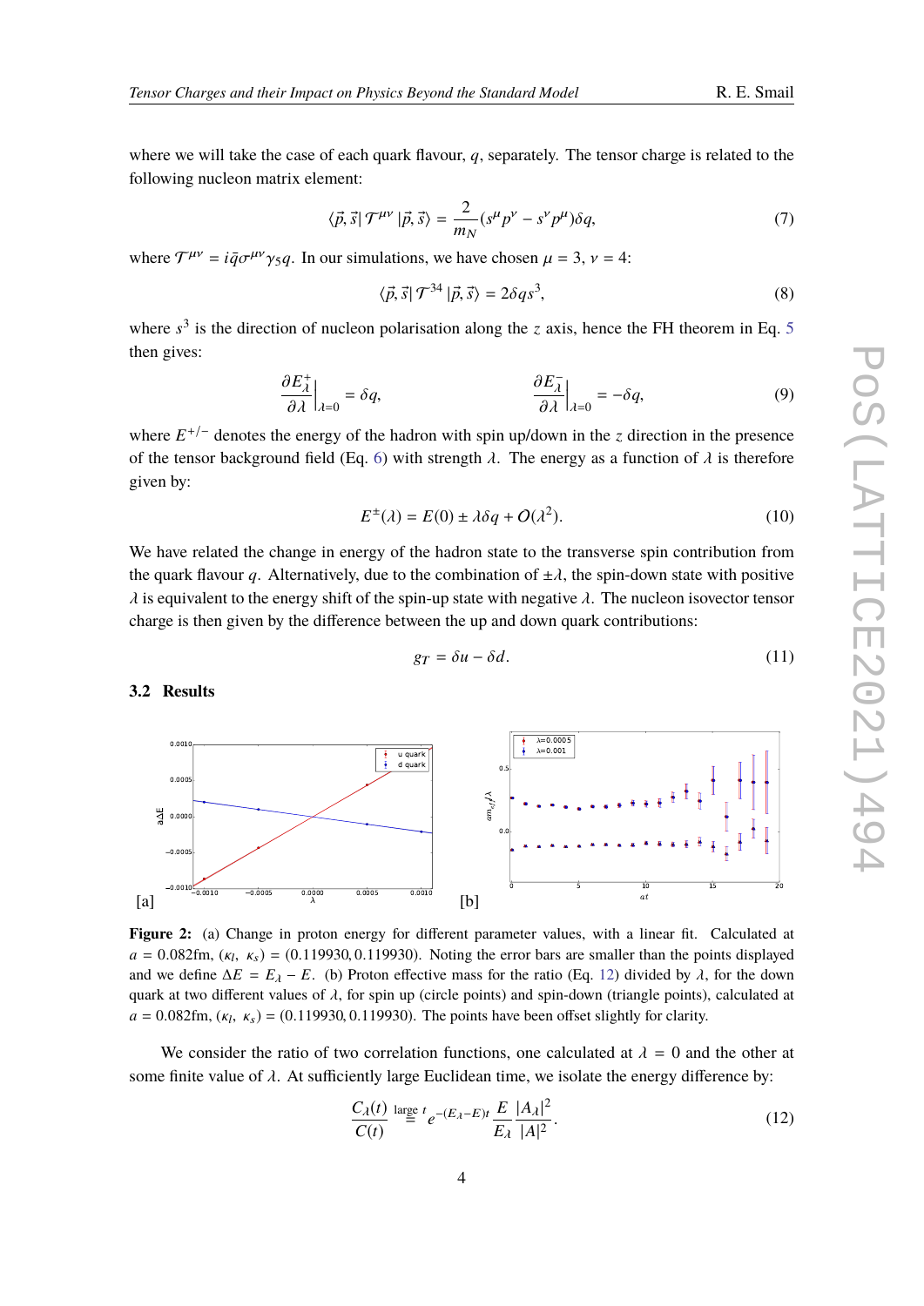where we will take the case of each quark flavour, $q$, separately. The tensor charge is related to the following nucleon matrix element:

$$\langle \vec{p}, \vec{s} | \mathcal{T}^{\mu\nu} | \vec{p}, \vec{s} \rangle = \frac{2}{m_N}(s^\mu p^\nu - s^\nu p^\mu)\delta q, \tag{7}$$

where $\mathcal{T}^{\mu\nu} = i\bar{q}\sigma^{\mu\nu}\gamma_5 q$. In our simulations, we have chosen $\mu = 3$, $\nu = 4$:

$$\langle \vec{p}, \vec{s} | \mathcal{T}^{34} | \vec{p}, \vec{s} \rangle = 2\delta q s^3, \tag{8}$$

where $s^3$ is the direction of nucleon polarisation along the $z$ axis, hence the FH theorem in Eq. 5 then gives:

$$\left.\frac{\partial E_\lambda^+}{\partial \lambda}\right|_{\lambda=0} = \delta q, \qquad\qquad \left.\frac{\partial E_\lambda^-}{\partial \lambda}\right|_{\lambda=0} = -\delta q, \tag{9}$$

where $E^{+/-}$ denotes the energy of the hadron with spin up/down in the $z$ direction in the presence of the tensor background field (Eq. 6) with strength $\lambda$. The energy as a function of $\lambda$ is therefore given by:

$$E^{\pm}(\lambda) = E(0) \pm \lambda\delta q + O(\lambda^2). \tag{10}$$

We have related the change in energy of the hadron state to the transverse spin contribution from the quark flavour $q$. Alternatively, due to the combination of $\pm\lambda$, the spin-down state with positive $\lambda$ is equivalent to the energy shift of the spin-up state with negative $\lambda$. The nucleon isovector tensor charge is then given by the difference between the up and down quark contributions:

$$g_T = \delta u - \delta d. \tag{11}$$

### 3.2 Results

**Figure 2:** (a) Change in proton energy for different parameter values, with a linear fit. Calculated at $a = 0.082$fm, $(\kappa_l,\ \kappa_s) = (0.119930, 0.119930)$. Noting the error bars are smaller than the points displayed and we define $\Delta E = E_\lambda - E$. (b) Proton effective mass for the ratio (Eq. 12) divided by $\lambda$, for the down quark at two different values of $\lambda$, for spin up (circle points) and spin-down (triangle points), calculated at $a = 0.082$fm, $(\kappa_l,\ \kappa_s) = (0.119930, 0.119930)$. The points have been offset slightly for clarity.

We consider the ratio of two correlation functions, one calculated at $\lambda = 0$ and the other at some finite value of $\lambda$. At sufficiently large Euclidean time, we isolate the energy difference by:

$$\frac{C_\lambda(t)}{C(t)} \overset{\text{large } t}{=} e^{-(E_\lambda - E)t} \frac{E}{E_\lambda} \frac{|A_\lambda|^2}{|A|^2}. \tag{12}$$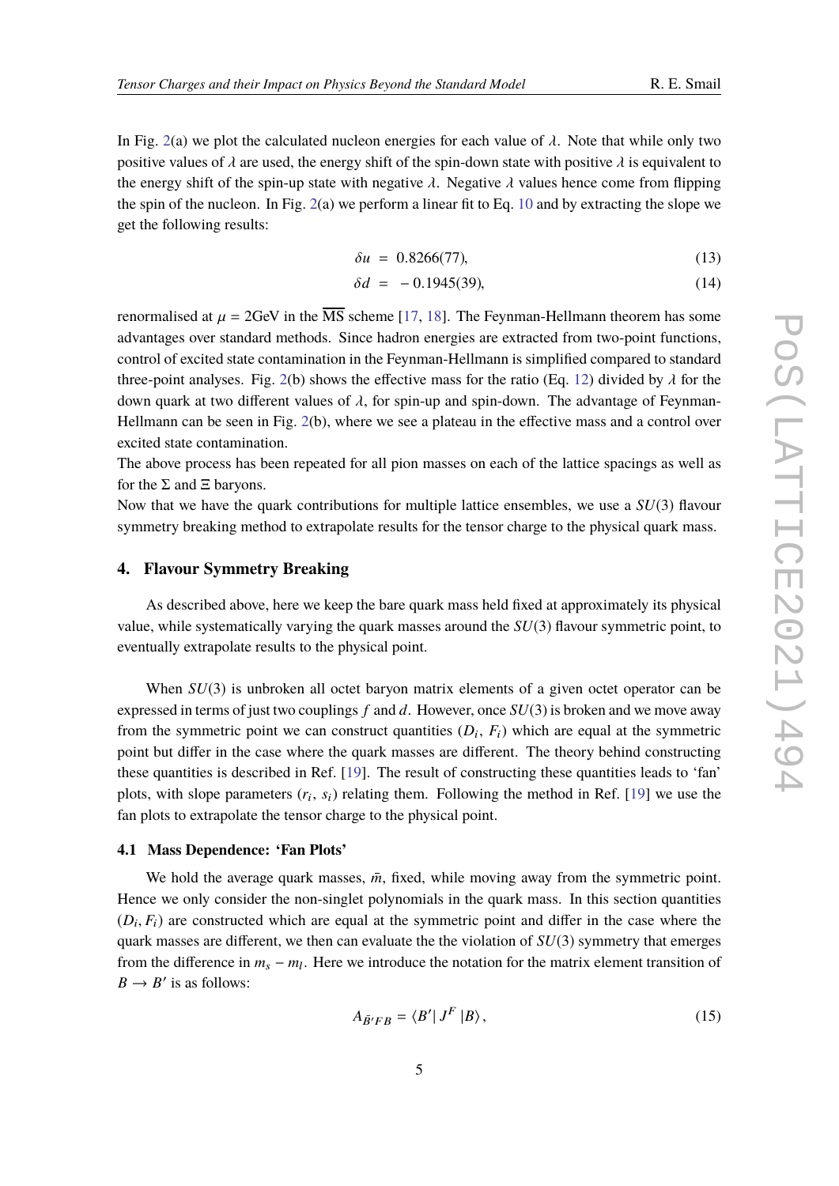In Fig. 2(a) we plot the calculated nucleon energies for each value of $\lambda$. Note that while only two positive values of $\lambda$ are used, the energy shift of the spin-down state with positive $\lambda$ is equivalent to the energy shift of the spin-up state with negative $\lambda$. Negative $\lambda$ values hence come from flipping the spin of the nucleon. In Fig. 2(a) we perform a linear fit to Eq. 10 and by extracting the slope we get the following results:

$$\delta u = 0.8266(77), \tag{13}$$

$$\delta d = -0.1945(39), \tag{14}$$

renormalised at $\mu = 2\text{GeV}$ in the $\overline{\text{MS}}$ scheme [17, 18]. The Feynman-Hellmann theorem has some advantages over standard methods. Since hadron energies are extracted from two-point functions, control of excited state contamination in the Feynman-Hellmann is simplified compared to standard three-point analyses. Fig. 2(b) shows the effective mass for the ratio (Eq. 12) divided by $\lambda$ for the down quark at two different values of $\lambda$, for spin-up and spin-down. The advantage of Feynman-Hellmann can be seen in Fig. 2(b), where we see a plateau in the effective mass and a control over excited state contamination.

The above process has been repeated for all pion masses on each of the lattice spacings as well as for the $\Sigma$ and $\Xi$ baryons.

Now that we have the quark contributions for multiple lattice ensembles, we use a $SU(3)$ flavour symmetry breaking method to extrapolate results for the tensor charge to the physical quark mass.

## 4. Flavour Symmetry Breaking

As described above, here we keep the bare quark mass held fixed at approximately its physical value, while systematically varying the quark masses around the $SU(3)$ flavour symmetric point, to eventually extrapolate results to the physical point.

When $SU(3)$ is unbroken all octet baryon matrix elements of a given octet operator can be expressed in terms of just two couplings $f$ and $d$. However, once $SU(3)$ is broken and we move away from the symmetric point we can construct quantities ($D_i$, $F_i$) which are equal at the symmetric point but differ in the case where the quark masses are different. The theory behind constructing these quantities is described in Ref. [19]. The result of constructing these quantities leads to 'fan' plots, with slope parameters ($r_i$, $s_i$) relating them. Following the method in Ref. [19] we use the fan plots to extrapolate the tensor charge to the physical point.

### 4.1 Mass Dependence: 'Fan Plots'

We hold the average quark masses, $\bar{m}$, fixed, while moving away from the symmetric point. Hence we only consider the non-singlet polynomials in the quark mass. In this section quantities ($D_i, F_i$) are constructed which are equal at the symmetric point and differ in the case where the quark masses are different, we then can evaluate the the violation of $SU(3)$ symmetry that emerges from the difference in $m_s - m_l$. Here we introduce the notation for the matrix element transition of $B \to B'$ is as follows:

$$A_{\bar{B}'FB} = \langle B' | \, J^F \, | B \rangle , \tag{15}$$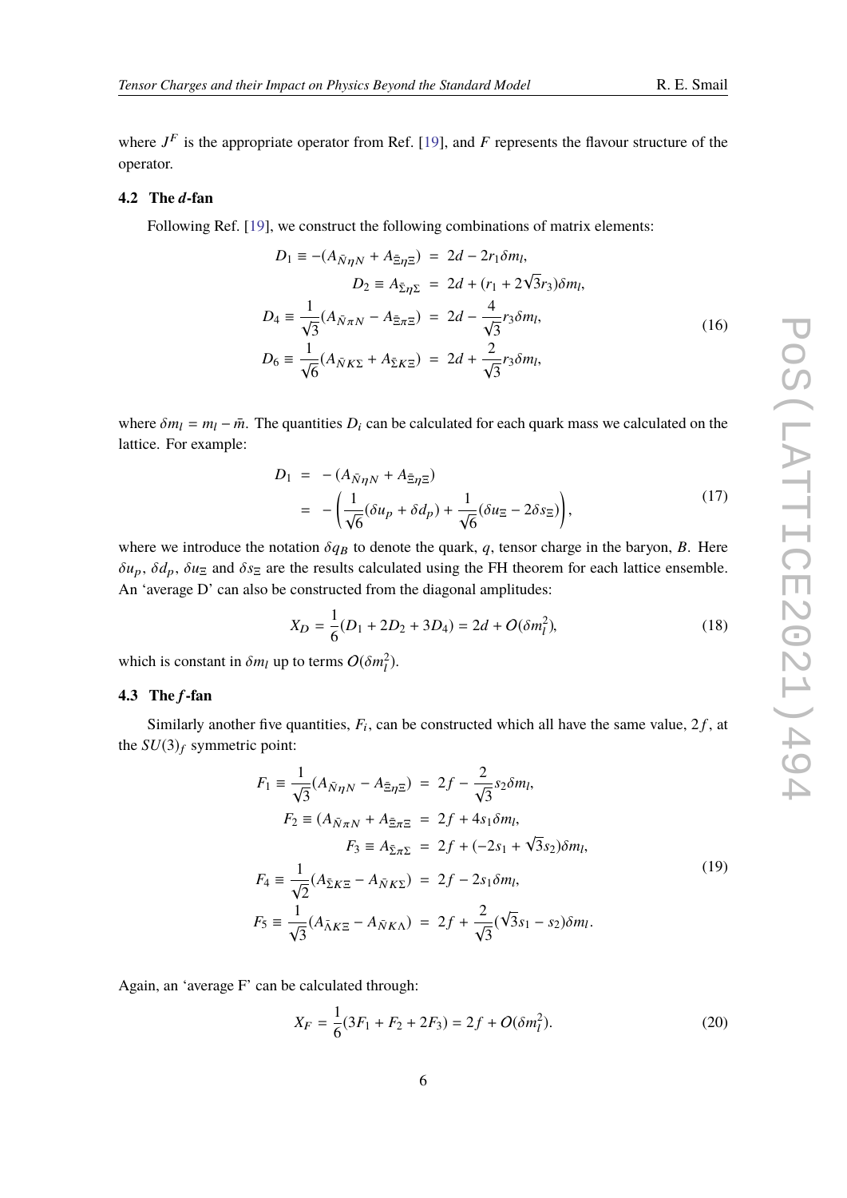where $J^F$ is the appropriate operator from Ref. [19], and $F$ represents the flavour structure of the operator.

### 4.2 The $d$-fan

Following Ref. [19], we construct the following combinations of matrix elements:

$$
\begin{aligned}
D_1 \equiv -(A_{\bar{N}\eta N} + A_{\bar{\Xi}\eta\Xi}) &= 2d - 2r_1\delta m_l, \\
D_2 \equiv A_{\bar{\Sigma}\eta\Sigma} &= 2d + (r_1 + 2\sqrt{3}r_3)\delta m_l, \\
D_4 \equiv \frac{1}{\sqrt{3}}(A_{\bar{N}\pi N} - A_{\bar{\Xi}\pi\Xi}) &= 2d - \frac{4}{\sqrt{3}}r_3\delta m_l, \\
D_6 \equiv \frac{1}{\sqrt{6}}(A_{\bar{N}K\Sigma} + A_{\bar{\Sigma}K\Xi}) &= 2d + \frac{2}{\sqrt{3}}r_3\delta m_l,
\end{aligned}
\tag{16}
$$

where $\delta m_l = m_l - \bar{m}$. The quantities $D_i$ can be calculated for each quark mass we calculated on the lattice. For example:

$$
\begin{aligned}
D_1 &= -(A_{\bar{N}\eta N} + A_{\bar{\Xi}\eta\Xi}) \\
&= -\left(\frac{1}{\sqrt{6}}(\delta u_p + \delta d_p) + \frac{1}{\sqrt{6}}(\delta u_\Xi - 2\delta s_\Xi)\right),
\end{aligned}
\tag{17}
$$

where we introduce the notation $\delta q_B$ to denote the quark, $q$, tensor charge in the baryon, $B$. Here $\delta u_p$, $\delta d_p$, $\delta u_\Xi$ and $\delta s_\Xi$ are the results calculated using the FH theorem for each lattice ensemble. An 'average D' can also be constructed from the diagonal amplitudes:

$$
X_D = \frac{1}{6}(D_1 + 2D_2 + 3D_4) = 2d + O(\delta m_l^2), \tag{18}
$$

which is constant in $\delta m_l$ up to terms $O(\delta m_l^2)$.

### 4.3 The $f$-fan

Similarly another five quantities, $F_i$, can be constructed which all have the same value, $2f$, at the $SU(3)_f$ symmetric point:

$$
\begin{aligned}
F_1 \equiv \frac{1}{\sqrt{3}}(A_{\bar{N}\eta N} - A_{\bar{\Xi}\eta\Xi}) &= 2f - \frac{2}{\sqrt{3}}s_2\delta m_l, \\
F_2 \equiv (A_{\bar{N}\pi N} + A_{\bar{\Xi}\pi\Xi} &= 2f + 4s_1\delta m_l, \\
F_3 \equiv A_{\bar{\Sigma}\pi\Sigma} &= 2f + (-2s_1 + \sqrt{3}s_2)\delta m_l, \\
F_4 \equiv \frac{1}{\sqrt{2}}(A_{\bar{\Sigma}K\Xi} - A_{\bar{N}K\Sigma}) &= 2f - 2s_1\delta m_l, \\
F_5 \equiv \frac{1}{\sqrt{3}}(A_{\bar{\Lambda}K\Xi} - A_{\bar{N}K\Lambda}) &= 2f + \frac{2}{\sqrt{3}}(\sqrt{3}s_1 - s_2)\delta m_l.
\end{aligned}
\tag{19}
$$

Again, an 'average F' can be calculated through:

$$
X_F = \frac{1}{6}(3F_1 + F_2 + 2F_3) = 2f + O(\delta m_l^2). \tag{20}
$$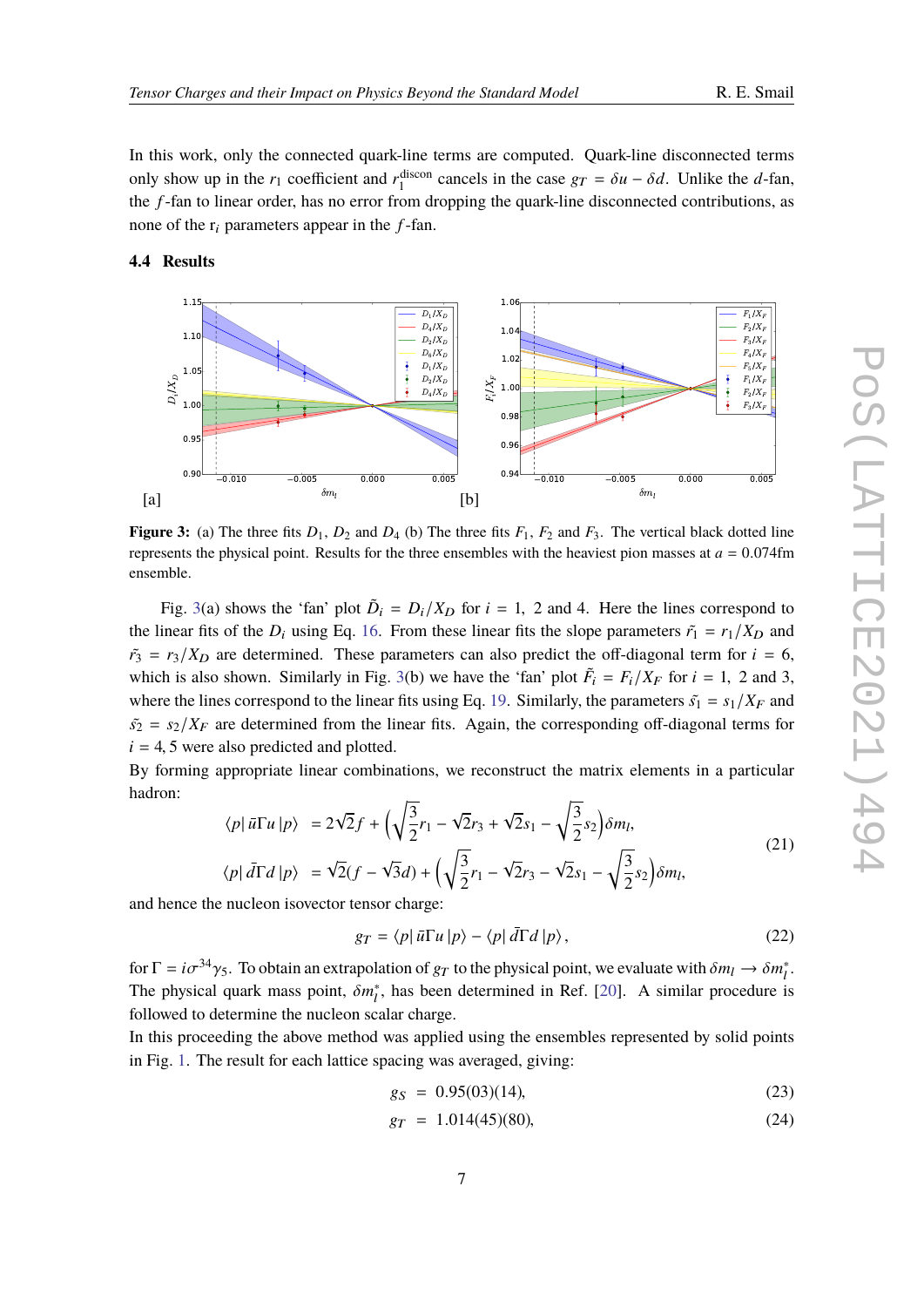In this work, only the connected quark-line terms are computed. Quark-line disconnected terms only show up in the $r_1$ coefficient and $r_1^{\text{discon}}$ cancels in the case $g_T = \delta u - \delta d$. Unlike the $d$-fan, the $f$-fan to linear order, has no error from dropping the quark-line disconnected contributions, as none of the $r_i$ parameters appear in the $f$-fan.

### 4.4 Results

[a] [b]

**Figure 3:** (a) The three fits $D_1$, $D_2$ and $D_4$ (b) The three fits $F_1$, $F_2$ and $F_3$. The vertical black dotted line represents the physical point. Results for the three ensembles with the heaviest pion masses at $a = 0.074$fm ensemble.

Fig. 3(a) shows the 'fan' plot $\tilde{D}_i = D_i/X_D$ for $i = 1$, 2 and 4. Here the lines correspond to the linear fits of the $D_i$ using Eq. 16. From these linear fits the slope parameters $\tilde{r_1} = r_1/X_D$ and $\tilde{r_3} = r_3/X_D$ are determined. These parameters can also predict the off-diagonal term for $i = 6$, which is also shown. Similarly in Fig. 3(b) we have the 'fan' plot $\tilde{F_i} = F_i/X_F$ for $i = 1$, 2 and 3, where the lines correspond to the linear fits using Eq. 19. Similarly, the parameters $\tilde{s_1} = s_1/X_F$ and $\tilde{s_2} = s_2/X_F$ are determined from the linear fits. Again, the corresponding off-diagonal terms for $i = 4, 5$ were also predicted and plotted.

By forming appropriate linear combinations, we reconstruct the matrix elements in a particular hadron:

$$
\begin{aligned}
\langle p|\, \bar{u}\Gamma u\, |p\rangle &= 2\sqrt{2} f + \left(\sqrt{\frac{3}{2}} r_1 - \sqrt{2} r_3 + \sqrt{2} s_1 - \sqrt{\frac{3}{2}} s_2\right)\delta m_l, \\
\langle p|\, \bar{d}\Gamma d\, |p\rangle &= \sqrt{2}(f - \sqrt{3} d) + \left(\sqrt{\frac{3}{2}} r_1 - \sqrt{2} r_3 - \sqrt{2} s_1 - \sqrt{\frac{3}{2}} s_2\right)\delta m_l,
\end{aligned}
\tag{21}
$$

and hence the nucleon isovector tensor charge:

$$
g_T = \langle p|\, \bar{u}\Gamma u\, |p\rangle - \langle p|\, \bar{d}\Gamma d\, |p\rangle, \tag{22}
$$

for $\Gamma = i\sigma^{34}\gamma_5$. To obtain an extrapolation of $g_T$ to the physical point, we evaluate with $\delta m_l \to \delta m_l^*$. The physical quark mass point, $\delta m_l^*$, has been determined in Ref. [20]. A similar procedure is followed to determine the nucleon scalar charge.

In this proceeding the above method was applied using the ensembles represented by solid points in Fig. 1. The result for each lattice spacing was averaged, giving:

$$
g_S = 0.95(03)(14), \tag{23}
$$

$$
g_T = 1.014(45)(80), \tag{24}
$$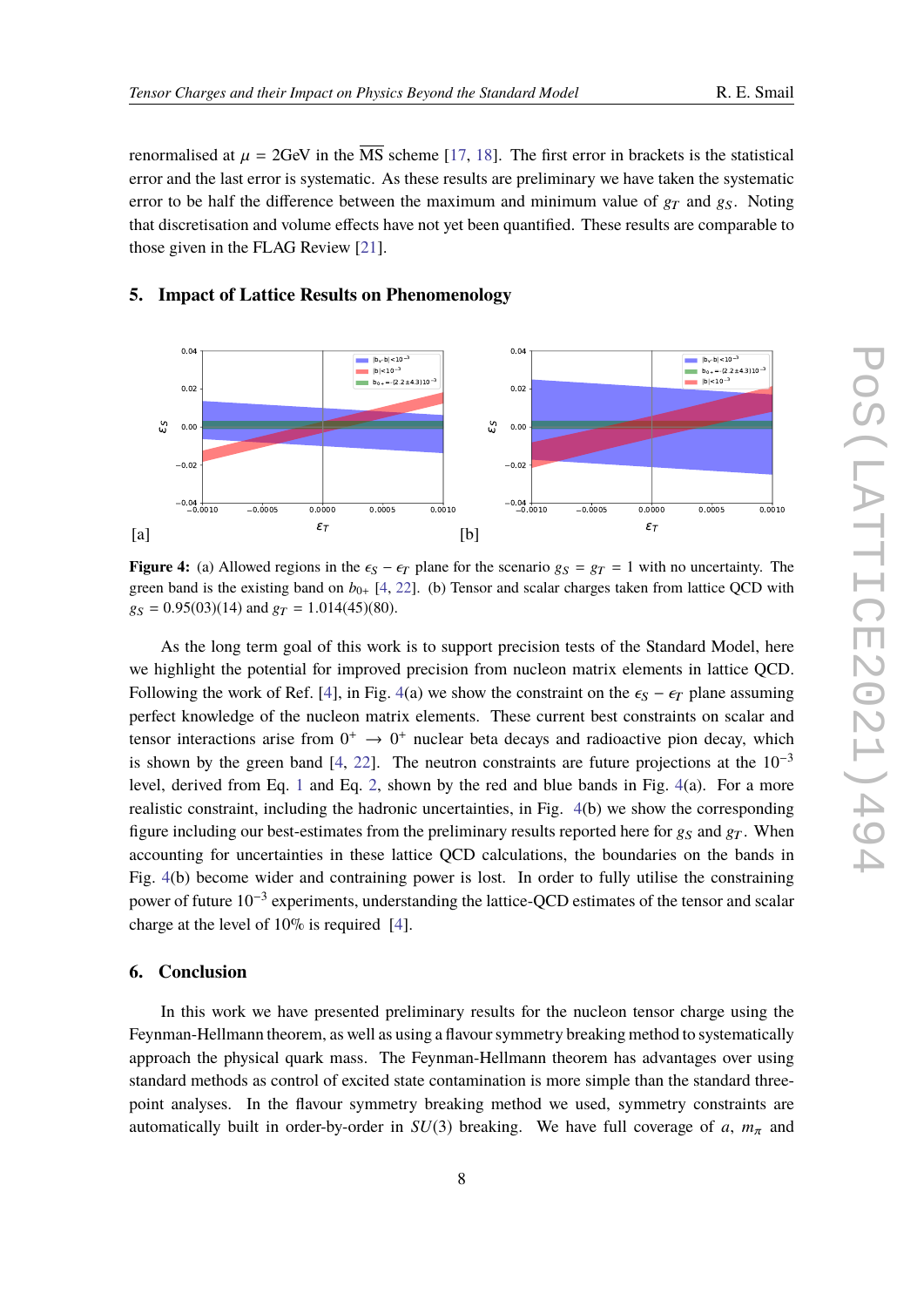renormalised at $\mu = 2$GeV in the $\overline{\text{MS}}$ scheme [17, 18]. The first error in brackets is the statistical error and the last error is systematic. As these results are preliminary we have taken the systematic error to be half the difference between the maximum and minimum value of $g_T$ and $g_S$. Noting that discretisation and volume effects have not yet been quantified. These results are comparable to those given in the FLAG Review [21].

## 5. Impact of Lattice Results on Phenomenology

**Figure 4:** (a) Allowed regions in the $\epsilon_S - \epsilon_T$ plane for the scenario $g_S = g_T = 1$ with no uncertainty. The green band is the existing band on $b_{0+}$ [4, 22]. (b) Tensor and scalar charges taken from lattice QCD with $g_S = 0.95(03)(14)$ and $g_T = 1.014(45)(80)$.

As the long term goal of this work is to support precision tests of the Standard Model, here we highlight the potential for improved precision from nucleon matrix elements in lattice QCD. Following the work of Ref. [4], in Fig. 4(a) we show the constraint on the $\epsilon_S - \epsilon_T$ plane assuming perfect knowledge of the nucleon matrix elements. These current best constraints on scalar and tensor interactions arise from $0^+ \to 0^+$ nuclear beta decays and radioactive pion decay, which is shown by the green band [4, 22]. The neutron constraints are future projections at the $10^{-3}$ level, derived from Eq. 1 and Eq. 2, shown by the red and blue bands in Fig. 4(a). For a more realistic constraint, including the hadronic uncertainties, in Fig. 4(b) we show the corresponding figure including our best-estimates from the preliminary results reported here for $g_S$ and $g_T$. When accounting for uncertainties in these lattice QCD calculations, the boundaries on the bands in Fig. 4(b) become wider and contraining power is lost. In order to fully utilise the constraining power of future $10^{-3}$ experiments, understanding the lattice-QCD estimates of the tensor and scalar charge at the level of 10% is required [4].

## 6. Conclusion

In this work we have presented preliminary results for the nucleon tensor charge using the Feynman-Hellmann theorem, as well as using a flavour symmetry breaking method to systematically approach the physical quark mass. The Feynman-Hellmann theorem has advantages over using standard methods as control of excited state contamination is more simple than the standard three-point analyses. In the flavour symmetry breaking method we used, symmetry constraints are automatically built in order-by-order in $SU(3)$ breaking. We have full coverage of $a$, $m_\pi$ and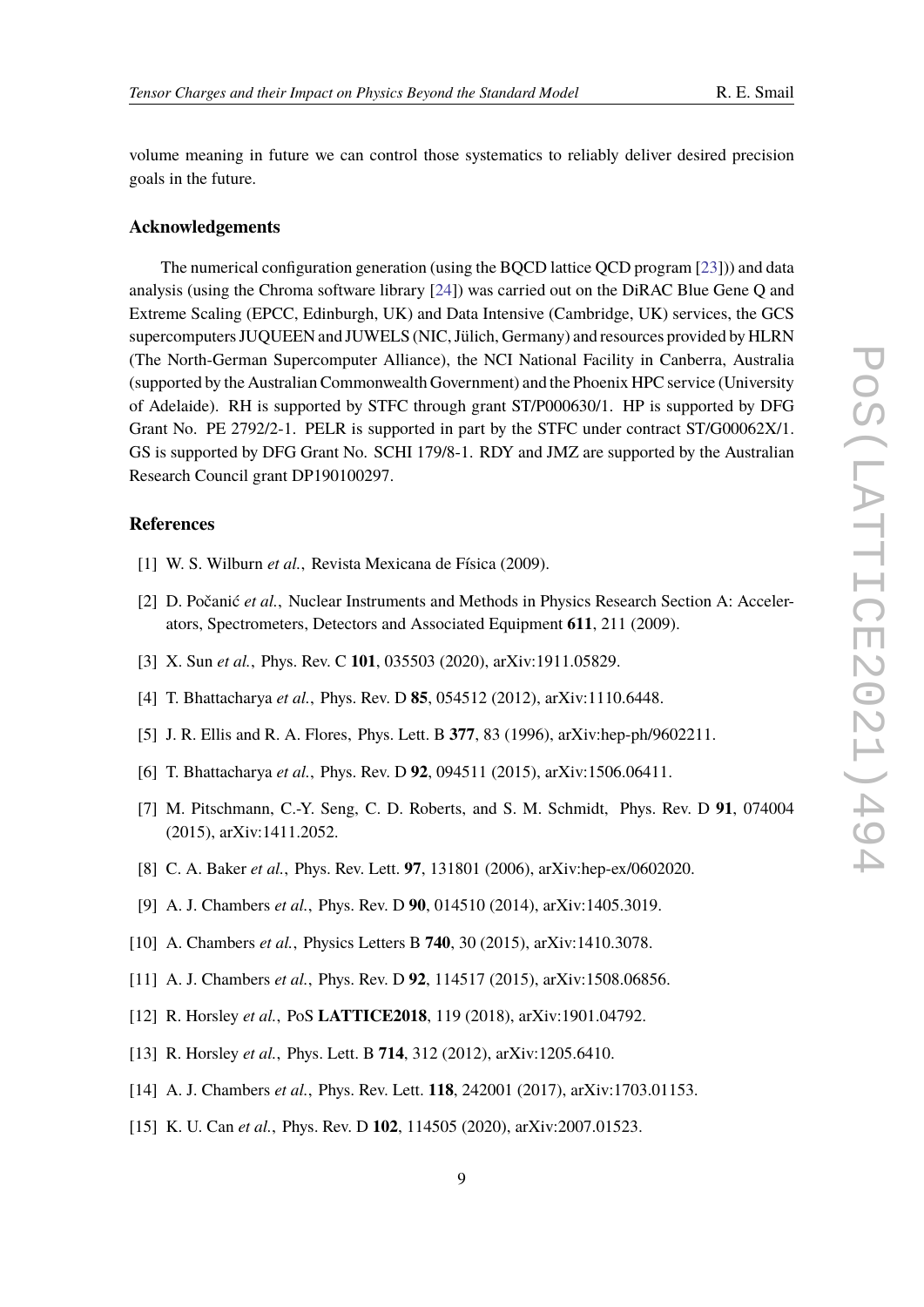volume meaning in future we can control those systematics to reliably deliver desired precision goals in the future.

## Acknowledgements

The numerical configuration generation (using the BQCD lattice QCD program [23])) and data analysis (using the Chroma software library [24]) was carried out on the DiRAC Blue Gene Q and Extreme Scaling (EPCC, Edinburgh, UK) and Data Intensive (Cambridge, UK) services, the GCS supercomputers JUQUEEN and JUWELS (NIC, Jülich, Germany) and resources provided by HLRN (The North-German Supercomputer Alliance), the NCI National Facility in Canberra, Australia (supported by the Australian Commonwealth Government) and the Phoenix HPC service (University of Adelaide). RH is supported by STFC through grant ST/P000630/1. HP is supported by DFG Grant No. PE 2792/2-1. PELR is supported in part by the STFC under contract ST/G00062X/1. GS is supported by DFG Grant No. SCHI 179/8-1. RDY and JMZ are supported by the Australian Research Council grant DP190100297.

## References

[1] W. S. Wilburn *et al.*, Revista Mexicana de Física (2009).

[2] D. Počanić *et al.*, Nuclear Instruments and Methods in Physics Research Section A: Accelerators, Spectrometers, Detectors and Associated Equipment **611**, 211 (2009).

[3] X. Sun *et al.*, Phys. Rev. C **101**, 035503 (2020), arXiv:1911.05829.

[4] T. Bhattacharya *et al.*, Phys. Rev. D **85**, 054512 (2012), arXiv:1110.6448.

[5] J. R. Ellis and R. A. Flores, Phys. Lett. B **377**, 83 (1996), arXiv:hep-ph/9602211.

[6] T. Bhattacharya *et al.*, Phys. Rev. D **92**, 094511 (2015), arXiv:1506.06411.

[7] M. Pitschmann, C.-Y. Seng, C. D. Roberts, and S. M. Schmidt, Phys. Rev. D **91**, 074004 (2015), arXiv:1411.2052.

[8] C. A. Baker *et al.*, Phys. Rev. Lett. **97**, 131801 (2006), arXiv:hep-ex/0602020.

[9] A. J. Chambers *et al.*, Phys. Rev. D **90**, 014510 (2014), arXiv:1405.3019.

[10] A. Chambers *et al.*, Physics Letters B **740**, 30 (2015), arXiv:1410.3078.

[11] A. J. Chambers *et al.*, Phys. Rev. D **92**, 114517 (2015), arXiv:1508.06856.

[12] R. Horsley *et al.*, PoS **LATTICE2018**, 119 (2018), arXiv:1901.04792.

[13] R. Horsley *et al.*, Phys. Lett. B **714**, 312 (2012), arXiv:1205.6410.

[14] A. J. Chambers *et al.*, Phys. Rev. Lett. **118**, 242001 (2017), arXiv:1703.01153.

[15] K. U. Can *et al.*, Phys. Rev. D **102**, 114505 (2020), arXiv:2007.01523.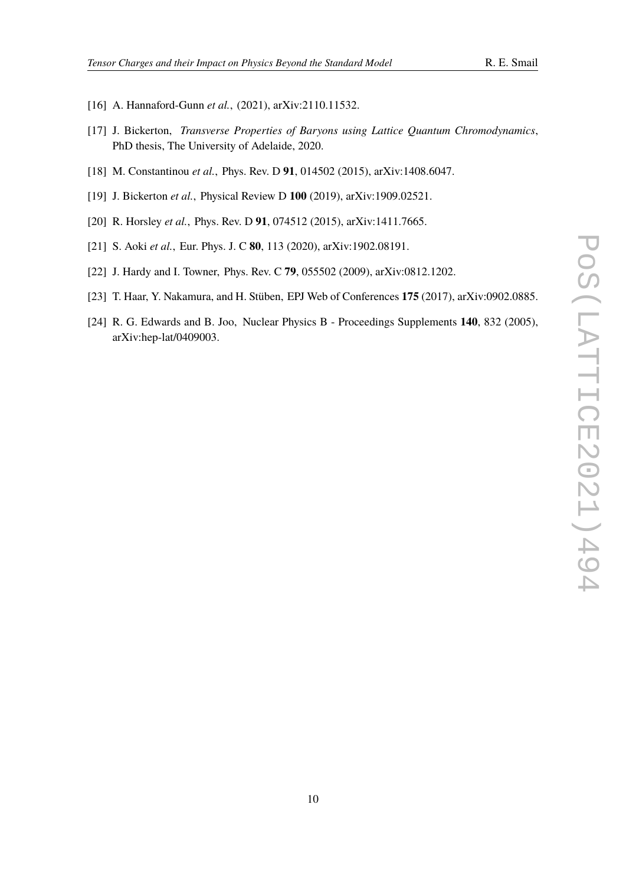[16] A. Hannaford-Gunn *et al.*, (2021), arXiv:2110.11532.

[17] J. Bickerton, *Transverse Properties of Baryons using Lattice Quantum Chromodynamics*, PhD thesis, The University of Adelaide, 2020.

[18] M. Constantinou *et al.*, Phys. Rev. D **91**, 014502 (2015), arXiv:1408.6047.

[19] J. Bickerton *et al.*, Physical Review D **100** (2019), arXiv:1909.02521.

[20] R. Horsley *et al.*, Phys. Rev. D **91**, 074512 (2015), arXiv:1411.7665.

[21] S. Aoki *et al.*, Eur. Phys. J. C **80**, 113 (2020), arXiv:1902.08191.

[22] J. Hardy and I. Towner, Phys. Rev. C **79**, 055502 (2009), arXiv:0812.1202.

[23] T. Haar, Y. Nakamura, and H. Stüben, EPJ Web of Conferences **175** (2017), arXiv:0902.0885.

[24] R. G. Edwards and B. Joo, Nuclear Physics B - Proceedings Supplements **140**, 832 (2005), arXiv:hep-lat/0409003.